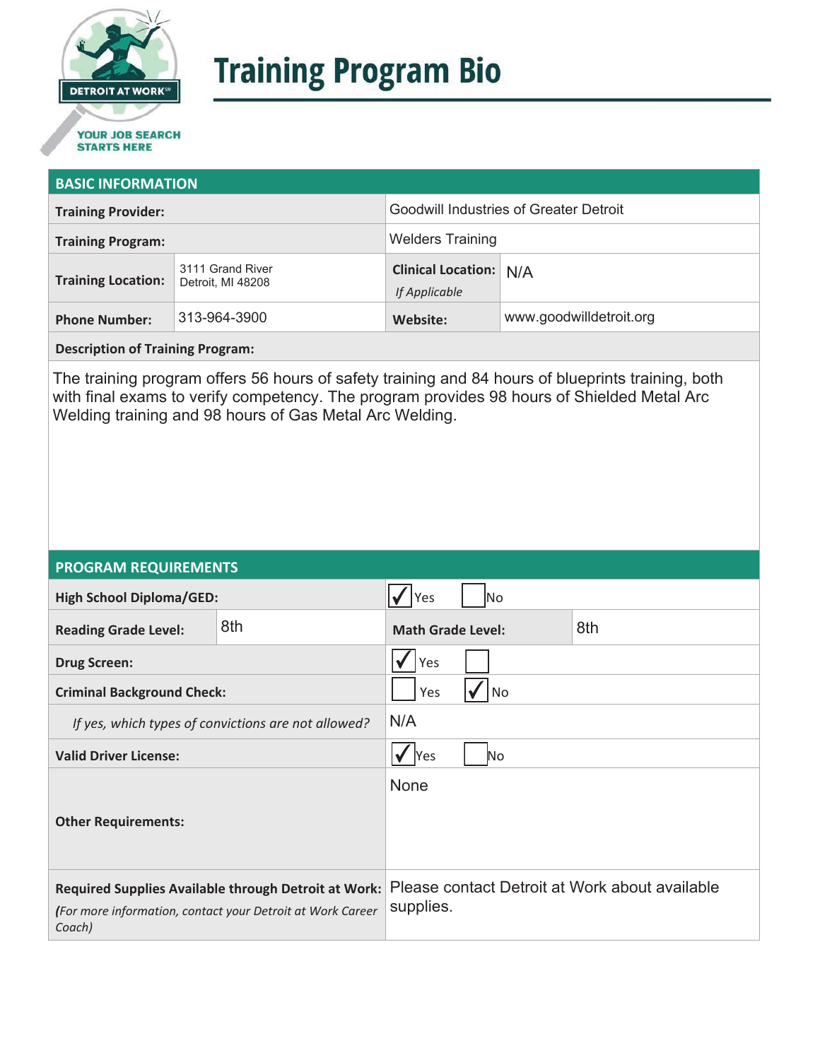# Training Program Bio

## BASIC INFORMATION

| | | | |
|---|---|---|---|
| **Training Provider:** | | Goodwill Industries of Greater Detroit | |
| **Training Program:** | | Welders Training | |
| **Training Location:** | 3111 Grand River Detroit, MI 48208 | **Clinical Location:** *If Applicable* | N/A |
| **Phone Number:** | 313-964-3900 | **Website:** | www.goodwilldetroit.org |

**Description of Training Program:**

The training program offers 56 hours of safety training and 84 hours of blueprints training, both with final exams to verify competency. The program provides 98 hours of Shielded Metal Arc Welding training and 98 hours of Gas Metal Arc Welding.

## PROGRAM REQUIREMENTS

| | | | |
|---|---|---|---|
| **High School Diploma/GED:** | | ☑ Yes ☐ No | |
| **Reading Grade Level:** | 8th | **Math Grade Level:** | 8th |
| **Drug Screen:** | | ☑ Yes ☐ | |
| **Criminal Background Check:** | | ☐ Yes ☑ No | |
| *If yes, which types of convictions are not allowed?* | | N/A | |
| **Valid Driver License:** | | ☑ Yes ☐ No | |
| **Other Requirements:** | | None | |
| **Required Supplies Available through Detroit at Work:** *(For more information, contact your Detroit at Work Career Coach)* | | Please contact Detroit at Work about available supplies. | |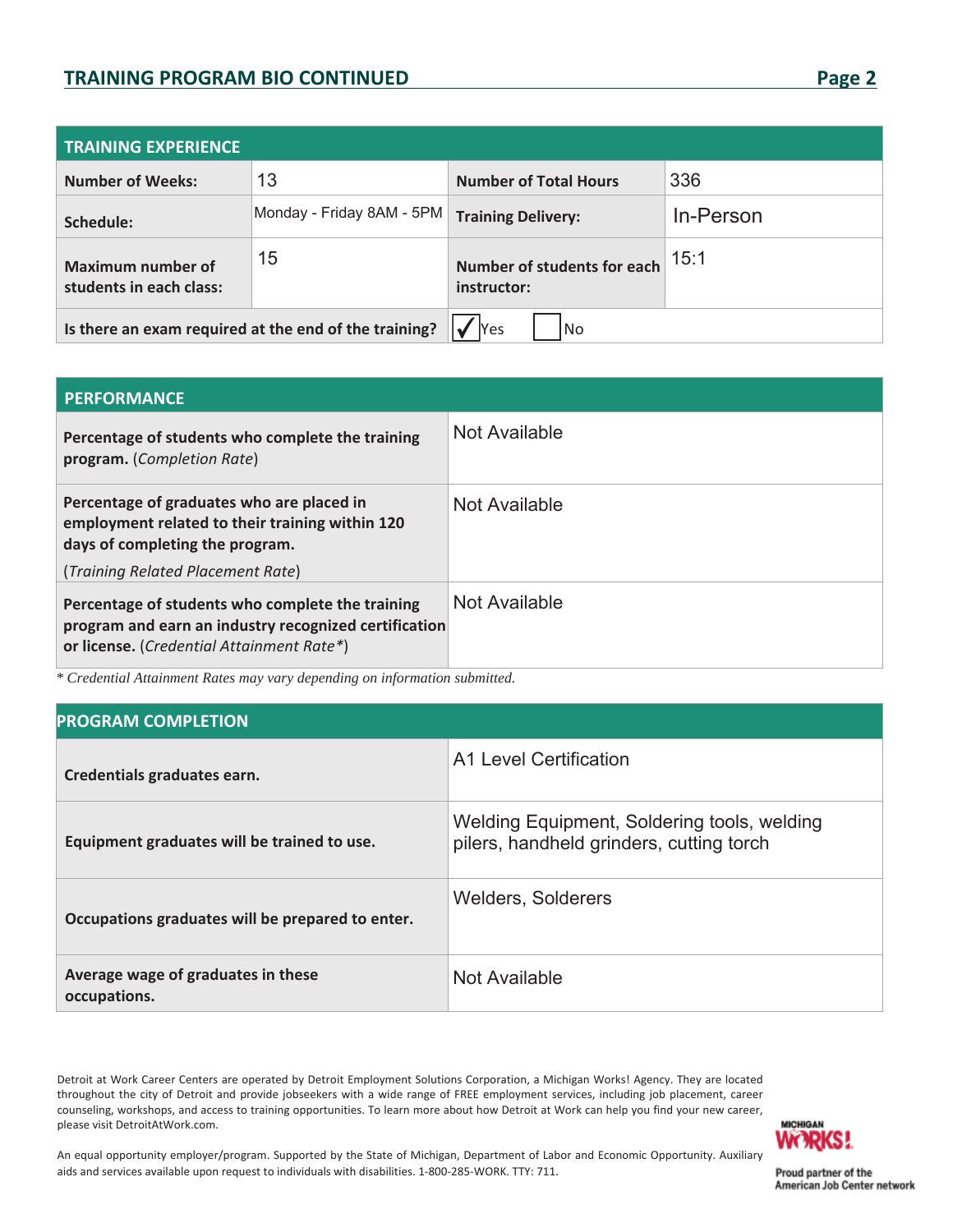## TRAINING PROGRAM BIO CONTINUED

| TRAINING EXPERIENCE | | | |
|---|---|---|---|
| **Number of Weeks:** | 13 | **Number of Total Hours** | 336 |
| **Schedule:** | Monday - Friday 8AM - 5PM | **Training Delivery:** | In-Person |
| **Maximum number of students in each class:** | 15 | **Number of students for each instructor:** | 15:1 |
| **Is there an exam required at the end of the training?** | ☑ Yes ☐ No | | |

| PERFORMANCE | |
|---|---|
| **Percentage of students who complete the training program.** (*Completion Rate*) | Not Available |
| **Percentage of graduates who are placed in employment related to their training within 120 days of completing the program.** (*Training Related Placement Rate*) | Not Available |
| **Percentage of students who complete the training program and earn an industry recognized certification or license.** (*Credential Attainment Rate**) | Not Available |

*\* Credential Attainment Rates may vary depending on information submitted.*

| PROGRAM COMPLETION | |
|---|---|
| **Credentials graduates earn.** | A1 Level Certification |
| **Equipment graduates will be trained to use.** | Welding Equipment, Soldering tools, welding pilers, handheld grinders, cutting torch |
| **Occupations graduates will be prepared to enter.** | Welders, Solderers |
| **Average wage of graduates in these occupations.** | Not Available |

Detroit at Work Career Centers are operated by Detroit Employment Solutions Corporation, a Michigan Works! Agency. They are located throughout the city of Detroit and provide jobseekers with a wide range of FREE employment services, including job placement, career counseling, workshops, and access to training opportunities. To learn more about how Detroit at Work can help you find your new career, please visit DetroitAtWork.com.

An equal opportunity employer/program. Supported by the State of Michigan, Department of Labor and Economic Opportunity. Auxiliary aids and services available upon request to individuals with disabilities. 1-800-285-WORK. TTY: 711.

MICHIGAN WORKS! Proud partner of the American Job Center network